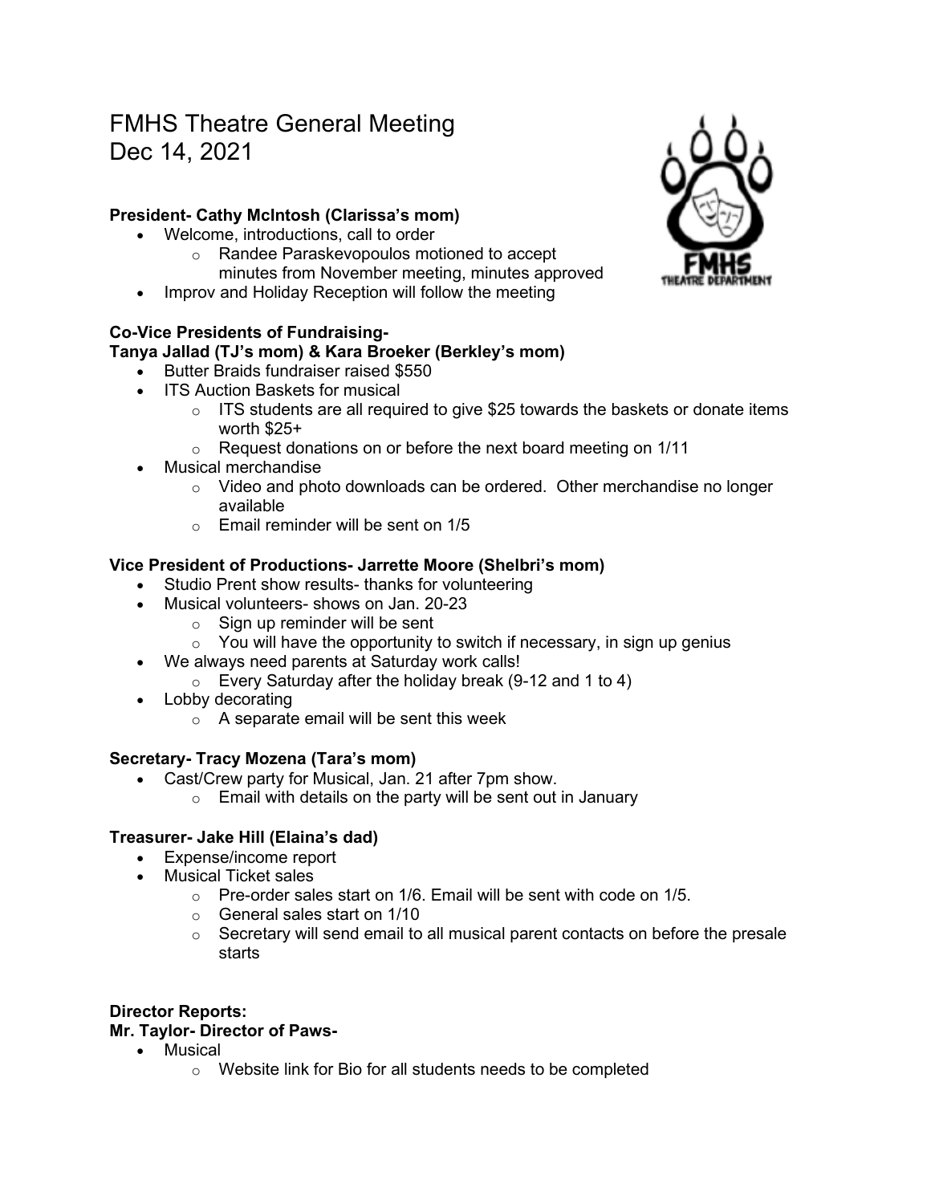# FMHS Theatre General Meeting
Dec 14, 2021

**President- Cathy McIntosh (Clarissa's mom)**

- Welcome, introductions, call to order
  - Randee Paraskevopoulos motioned to accept minutes from November meeting, minutes approved
- Improv and Holiday Reception will follow the meeting

**Co-Vice Presidents of Fundraising-**
**Tanya Jallad (TJ's mom) & Kara Broeker (Berkley's mom)**

- Butter Braids fundraiser raised $550
- ITS Auction Baskets for musical
  - ITS students are all required to give $25 towards the baskets or donate items worth $25+
  - Request donations on or before the next board meeting on 1/11
- Musical merchandise
  - Video and photo downloads can be ordered. Other merchandise no longer available
  - Email reminder will be sent on 1/5

**Vice President of Productions- Jarrette Moore (Shelbri's mom)**

- Studio Prent show results- thanks for volunteering
- Musical volunteers- shows on Jan. 20-23
  - Sign up reminder will be sent
  - You will have the opportunity to switch if necessary, in sign up genius
- We always need parents at Saturday work calls!
  - Every Saturday after the holiday break (9-12 and 1 to 4)
- Lobby decorating
  - A separate email will be sent this week

**Secretary- Tracy Mozena (Tara's mom)**

- Cast/Crew party for Musical, Jan. 21 after 7pm show.
  - Email with details on the party will be sent out in January

**Treasurer- Jake Hill (Elaina's dad)**

- Expense/income report
- Musical Ticket sales
  - Pre-order sales start on 1/6. Email will be sent with code on 1/5.
  - General sales start on 1/10
  - Secretary will send email to all musical parent contacts on before the presale starts

**Director Reports:**
**Mr. Taylor- Director of Paws-**

- Musical
  - Website link for Bio for all students needs to be completed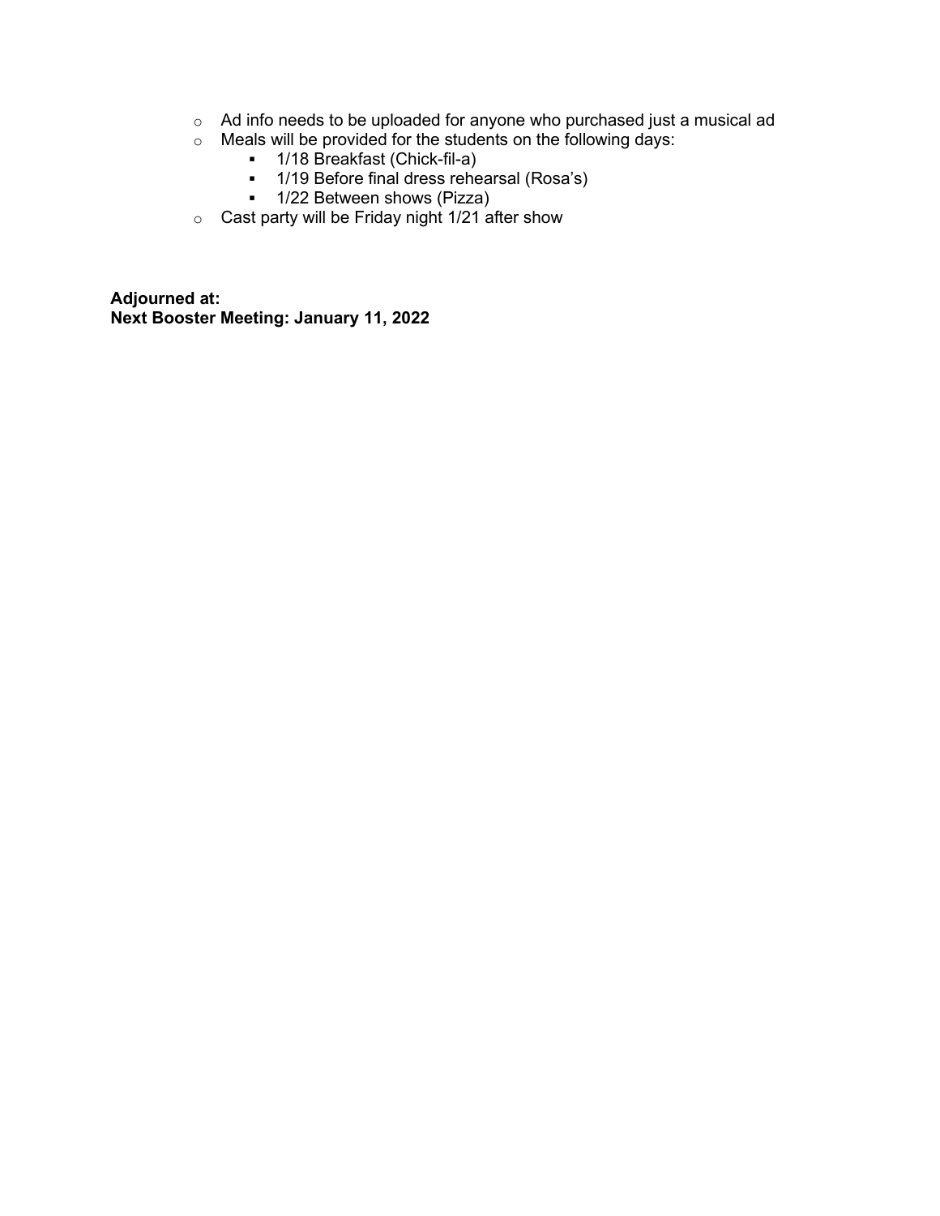- Ad info needs to be uploaded for anyone who purchased just a musical ad
- Meals will be provided for the students on the following days:
    - 1/18 Breakfast (Chick-fil-a)
    - 1/19 Before final dress rehearsal (Rosa's)
    - 1/22 Between shows (Pizza)
- Cast party will be Friday night 1/21 after show

**Adjourned at:**
**Next Booster Meeting: January 11, 2022**